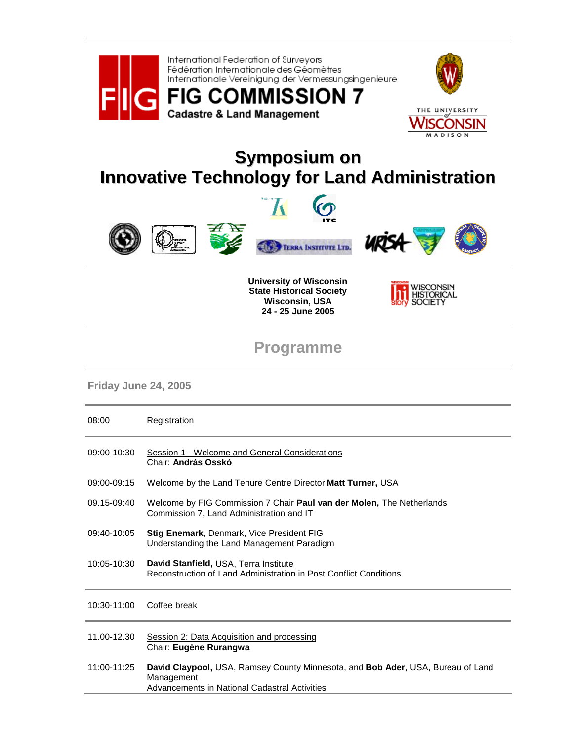International Federation of Surveyors
Fédération Internationale des Géomètres
Internationale Vereinigung der Vermessungsingenieure

# FIG COMMISSION 7

**Cadastre & Land Management**

THE UNIVERSITY of WISCONSIN MADISON

# Symposium on Innovative Technology for Land Administration

**University of Wisconsin**
**State Historical Society**
**Wisconsin, USA**
**24 - 25 June 2005**

WISCONSIN HISTORICAL SOCIETY

## Programme

### Friday June 24, 2005

| | |
|---|---|
| 08:00 | Registration |
| 09:00-10:30 | Session 1 - Welcome and General Considerations<br>Chair: **András Osskó** |
| 09:00-09:15 | Welcome by the Land Tenure Centre Director **Matt Turner,** USA |
| 09.15-09:40 | Welcome by FIG Commission 7 Chair **Paul van der Molen,** The Netherlands<br>Commission 7, Land Administration and IT |
| 09:40-10:05 | **Stig Enemark**, Denmark, Vice President FIG<br>Understanding the Land Management Paradigm |
| 10:05-10:30 | **David Stanfield,** USA, Terra Institute<br>Reconstruction of Land Administration in Post Conflict Conditions |
| 10:30-11:00 | Coffee break |
| 11.00-12.30 | Session 2: Data Acquisition and processing<br>Chair: **Eugène Rurangwa** |
| 11:00-11:25 | **David Claypool,** USA, Ramsey County Minnesota, and **Bob Ader**, USA, Bureau of Land Management<br>Advancements in National Cadastral Activities |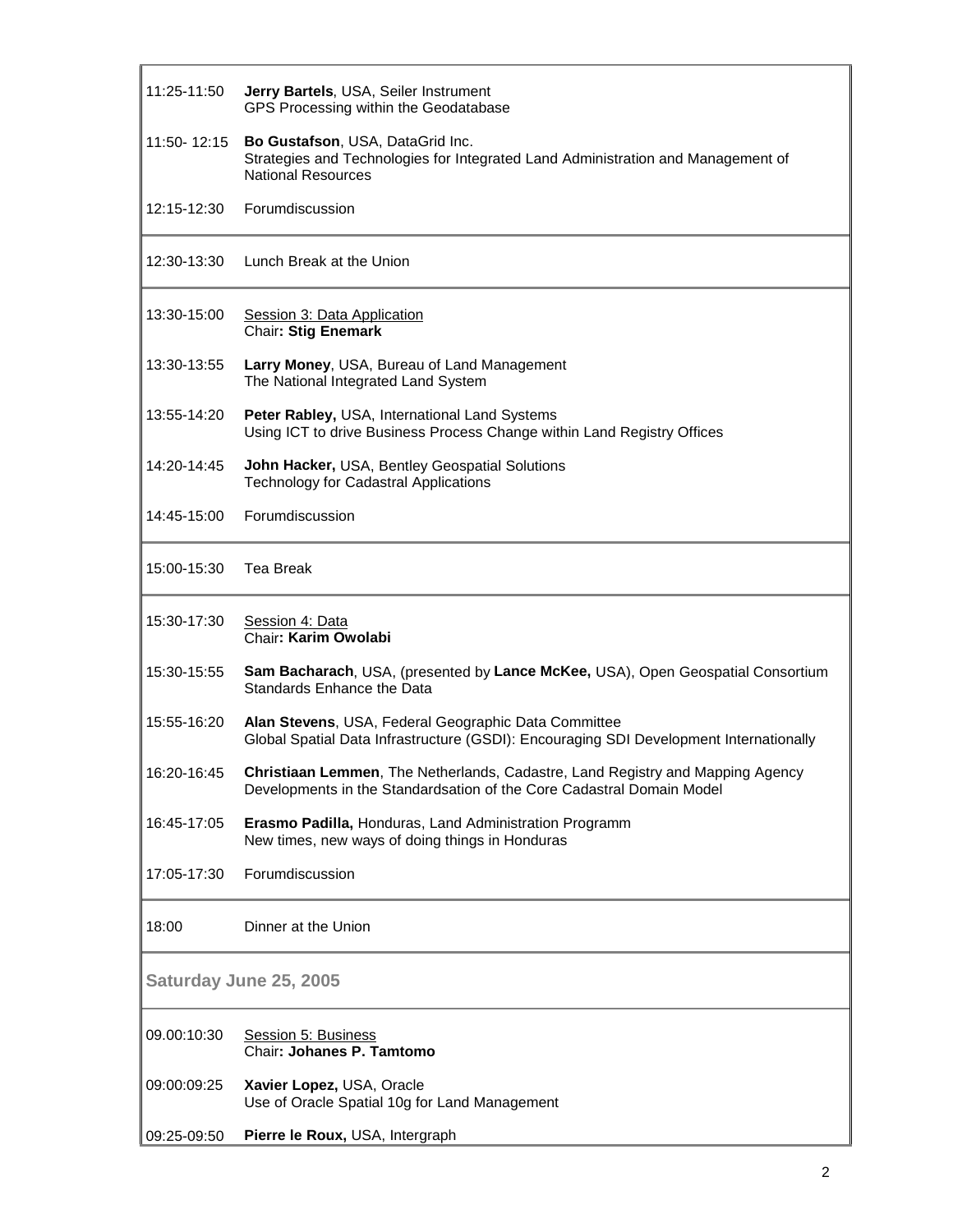| | |
|---|---|
| 11:25-11:50 | **Jerry Bartels**, USA, Seiler Instrument<br>GPS Processing within the Geodatabase |
| 11:50- 12:15 | **Bo Gustafson**, USA, DataGrid Inc.<br>Strategies and Technologies for Integrated Land Administration and Management of National Resources |
| 12:15-12:30 | Forumdiscussion |
| 12:30-13:30 | Lunch Break at the Union |
| 13:30-15:00 | Session 3: Data Application<br>Chair**: Stig Enemark** |
| 13:30-13:55 | **Larry Money**, USA, Bureau of Land Management<br>The National Integrated Land System |
| 13:55-14:20 | **Peter Rabley,** USA, International Land Systems<br>Using ICT to drive Business Process Change within Land Registry Offices |
| 14:20-14:45 | **John Hacker,** USA, Bentley Geospatial Solutions<br>Technology for Cadastral Applications |
| 14:45-15:00 | Forumdiscussion |
| 15:00-15:30 | Tea Break |
| 15:30-17:30 | Session 4: Data<br>Chair**: Karim Owolabi** |
| 15:30-15:55 | **Sam Bacharach**, USA, (presented by **Lance McKee,** USA), Open Geospatial Consortium<br>Standards Enhance the Data |
| 15:55-16:20 | **Alan Stevens**, USA, Federal Geographic Data Committee<br>Global Spatial Data Infrastructure (GSDI): Encouraging SDI Development Internationally |
| 16:20-16:45 | **Christiaan Lemmen**, The Netherlands, Cadastre, Land Registry and Mapping Agency<br>Developments in the Standardsation of the Core Cadastral Domain Model |
| 16:45-17:05 | **Erasmo Padilla,** Honduras, Land Administration Programm<br>New times, new ways of doing things in Honduras |
| 17:05-17:30 | Forumdiscussion |
| 18:00 | Dinner at the Union |

## Saturday June 25, 2005

| | |
|---|---|
| 09.00:10:30 | Session 5: Business<br>Chair**: Johanes P. Tamtomo** |
| 09:00:09:25 | **Xavier Lopez,** USA, Oracle<br>Use of Oracle Spatial 10g for Land Management |
| 09:25-09:50 | **Pierre le Roux,** USA, Intergraph |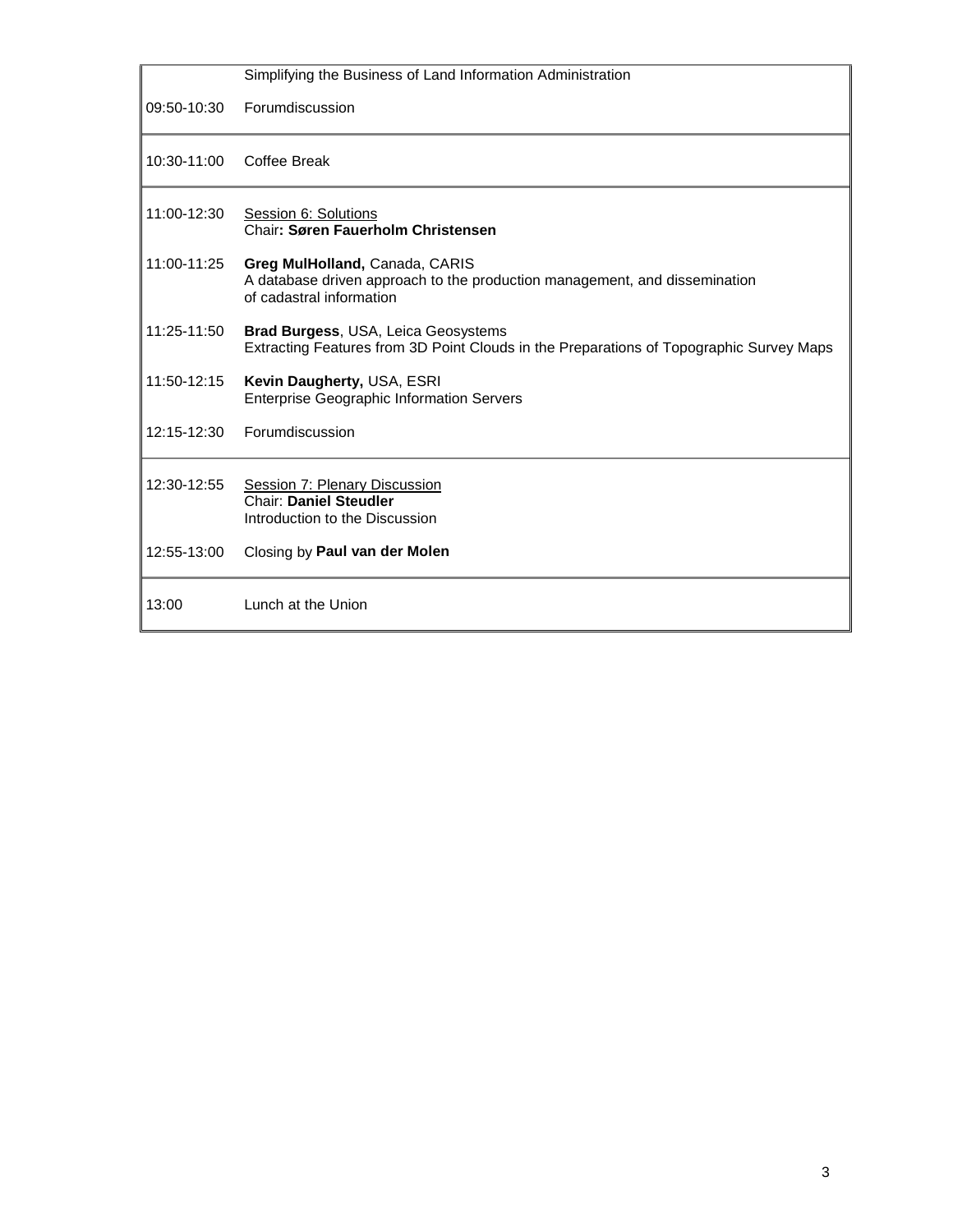| | |
|---|---|
| | Simplifying the Business of Land Information Administration |
| 09:50-10:30 | Forumdiscussion |
| 10:30-11:00 | Coffee Break |
| 11:00-12:30 | Session 6: Solutions<br>Chair**: Søren Fauerholm Christensen** |
| 11:00-11:25 | **Greg MulHolland,** Canada, CARIS<br>A database driven approach to the production management, and dissemination of cadastral information |
| 11:25-11:50 | **Brad Burgess**, USA, Leica Geosystems<br>Extracting Features from 3D Point Clouds in the Preparations of Topographic Survey Maps |
| 11:50-12:15 | **Kevin Daugherty,** USA, ESRI<br>Enterprise Geographic Information Servers |
| 12:15-12:30 | Forumdiscussion |
| 12:30-12:55 | Session 7: Plenary Discussion<br>Chair: **Daniel Steudler**<br>Introduction to the Discussion |
| 12:55-13:00 | Closing by **Paul van der Molen** |
| 13:00 | Lunch at the Union |